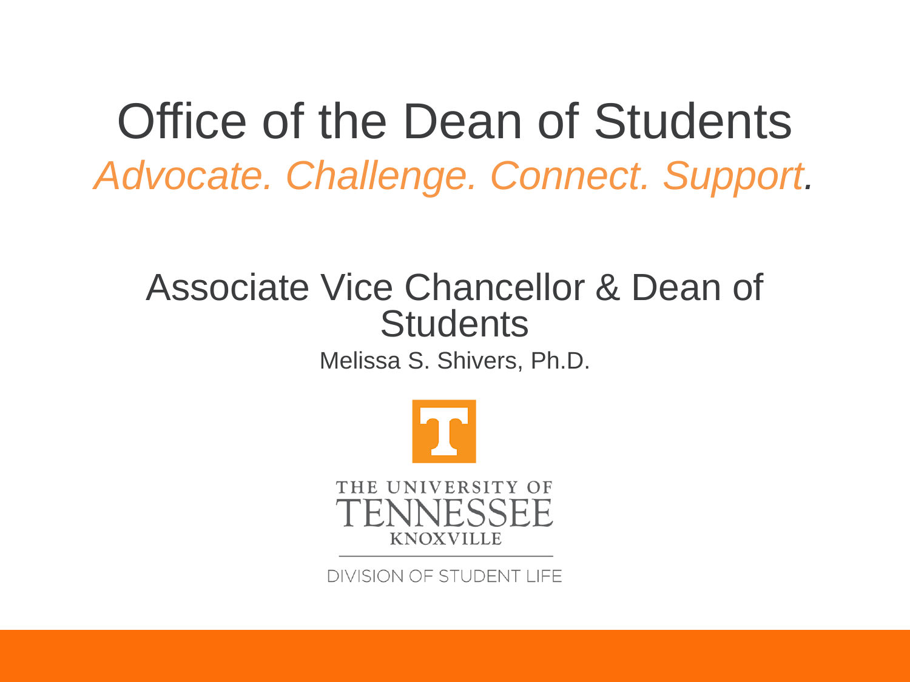# Office of the Dean of Students

*Advocate. Challenge. Connect. Support.*

## Associate Vice Chancellor & Dean of Students

Melissa S. Shivers, Ph.D.

THE UNIVERSITY OF TENNESSEE KNOXVILLE

DIVISION OF STUDENT LIFE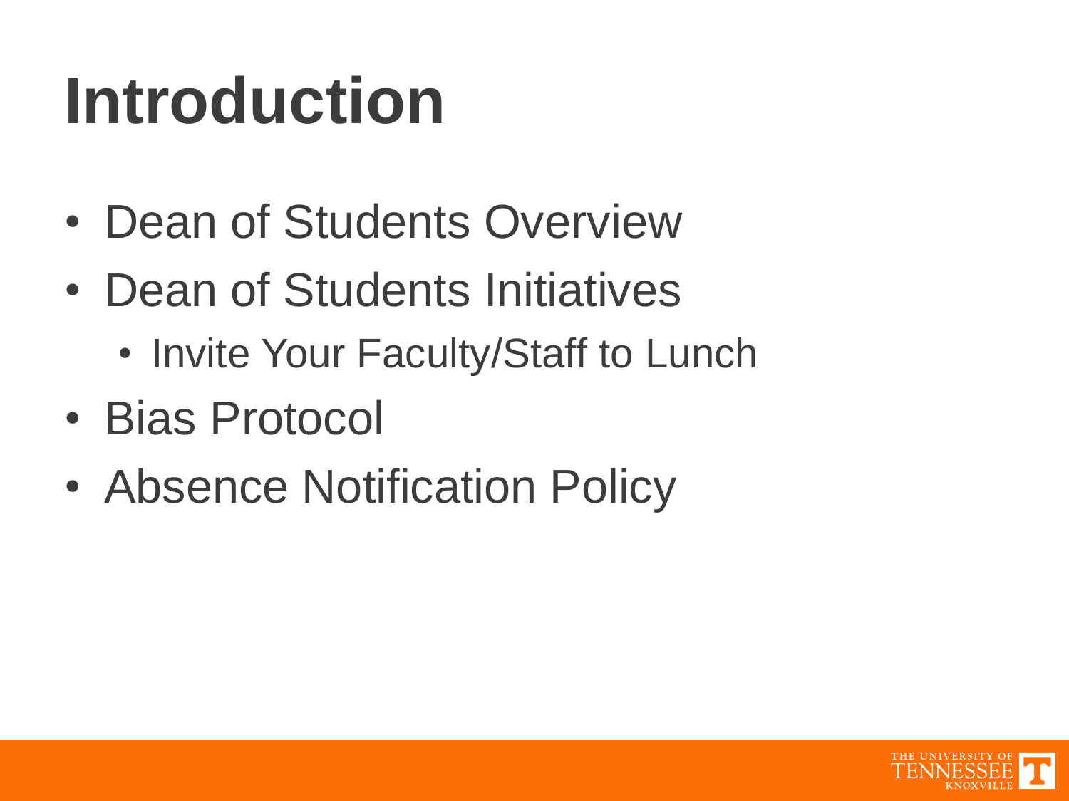# Introduction

- Dean of Students Overview
- Dean of Students Initiatives
  - Invite Your Faculty/Staff to Lunch
- Bias Protocol
- Absence Notification Policy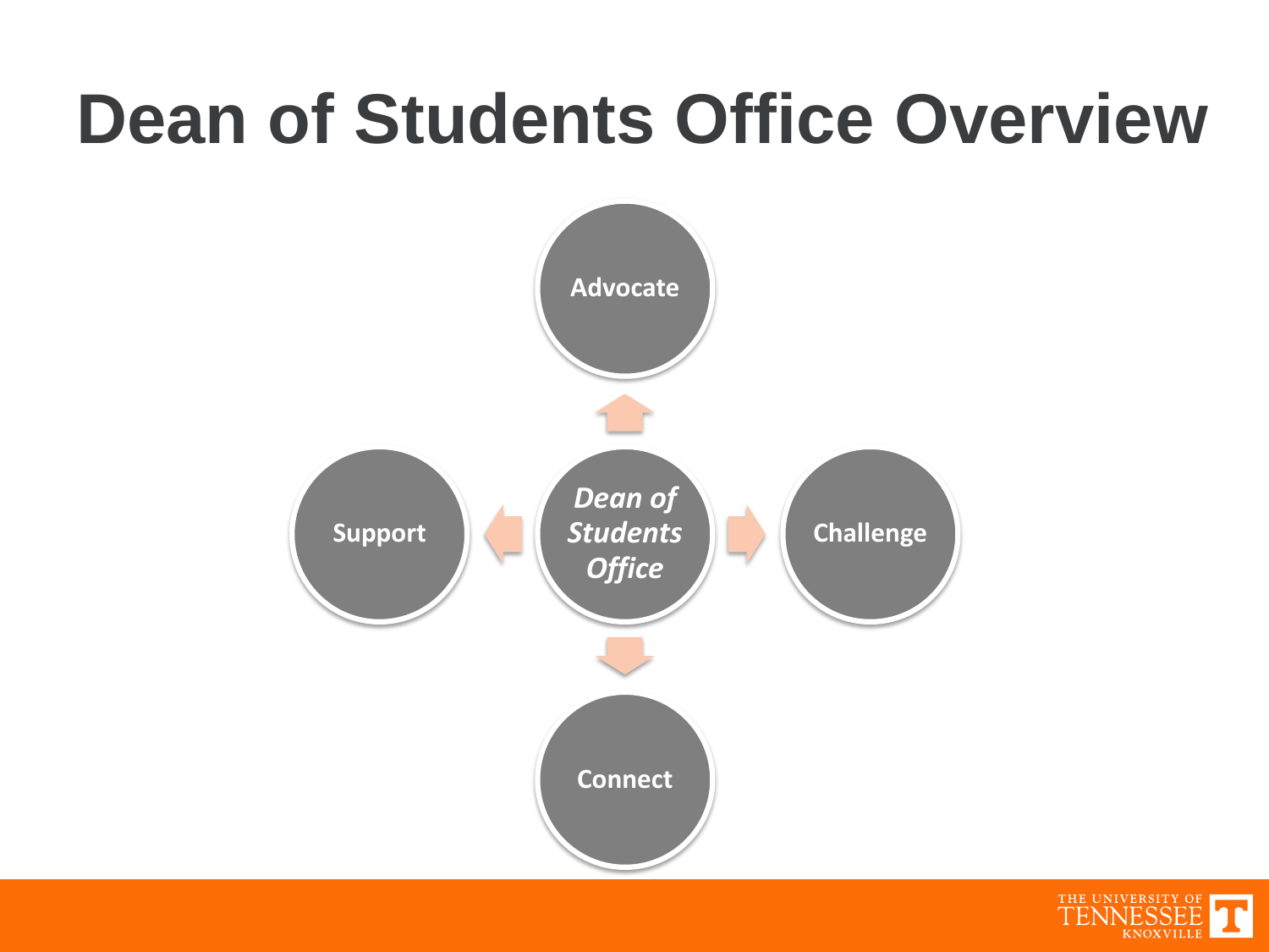# Dean of Students Office Overview

*Dean of Students Office*

- Advocate
- Support
- Challenge
- Connect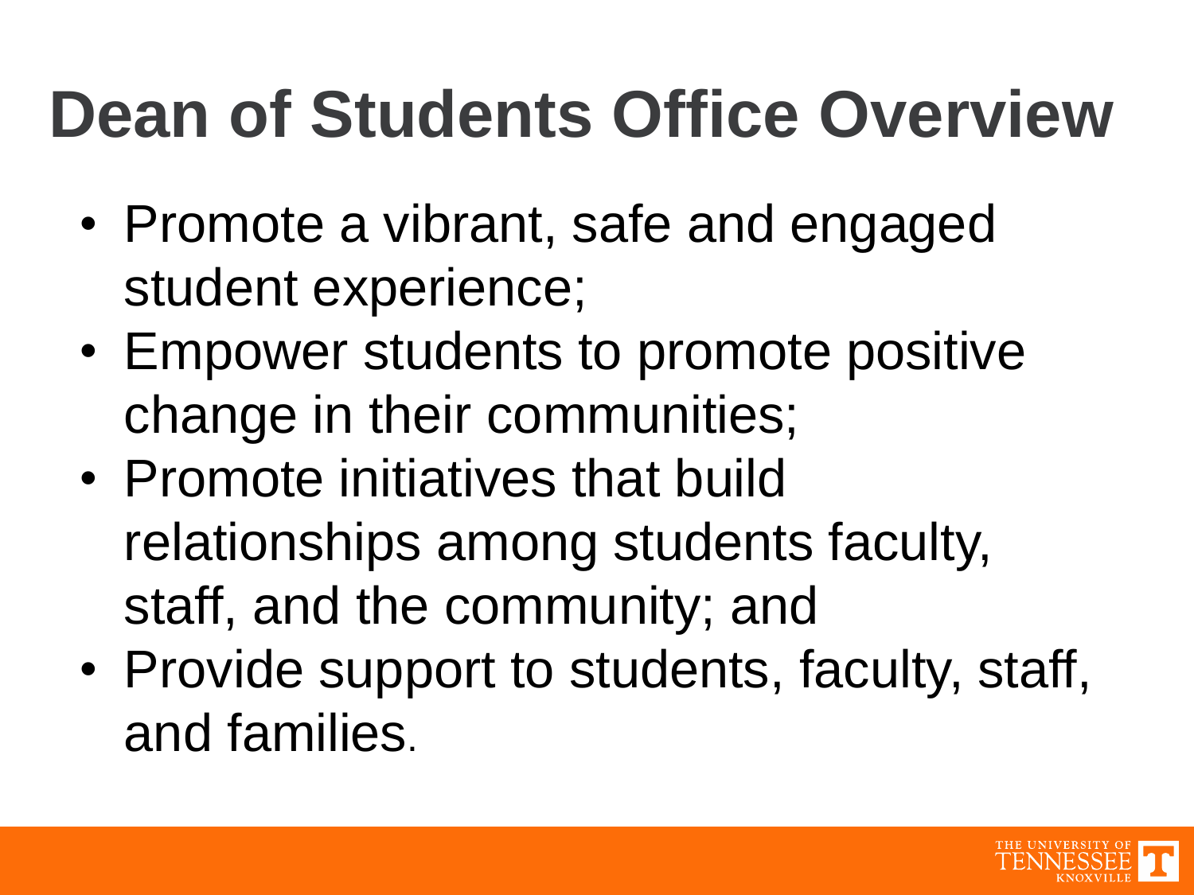# Dean of Students Office Overview

- Promote a vibrant, safe and engaged student experience;
- Empower students to promote positive change in their communities;
- Promote initiatives that build relationships among students faculty, staff, and the community; and
- Provide support to students, faculty, staff, and families.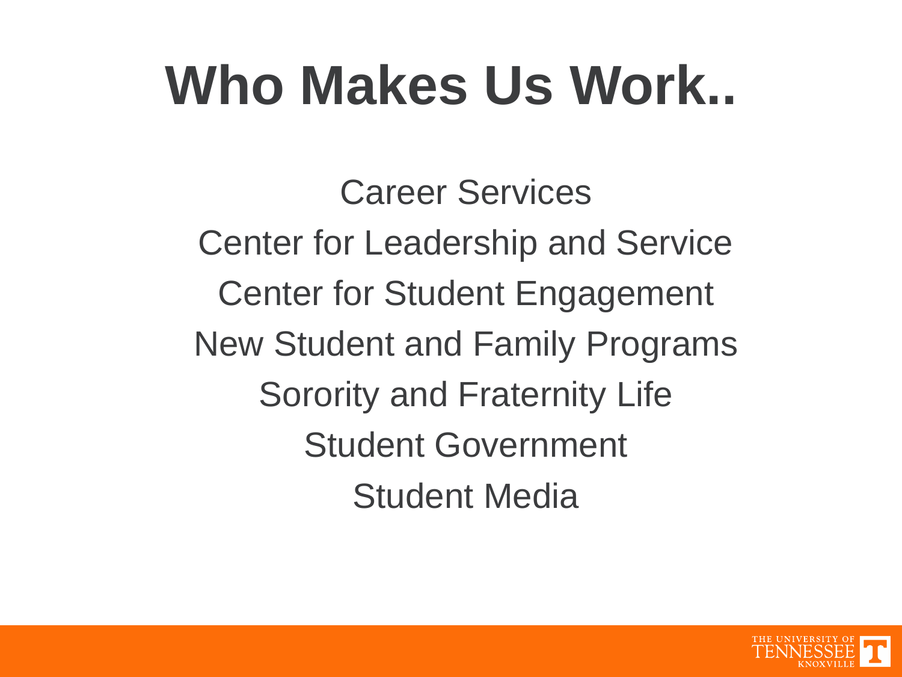# Who Makes Us Work..

Career Services

Center for Leadership and Service

Center for Student Engagement

New Student and Family Programs

Sorority and Fraternity Life

Student Government

Student Media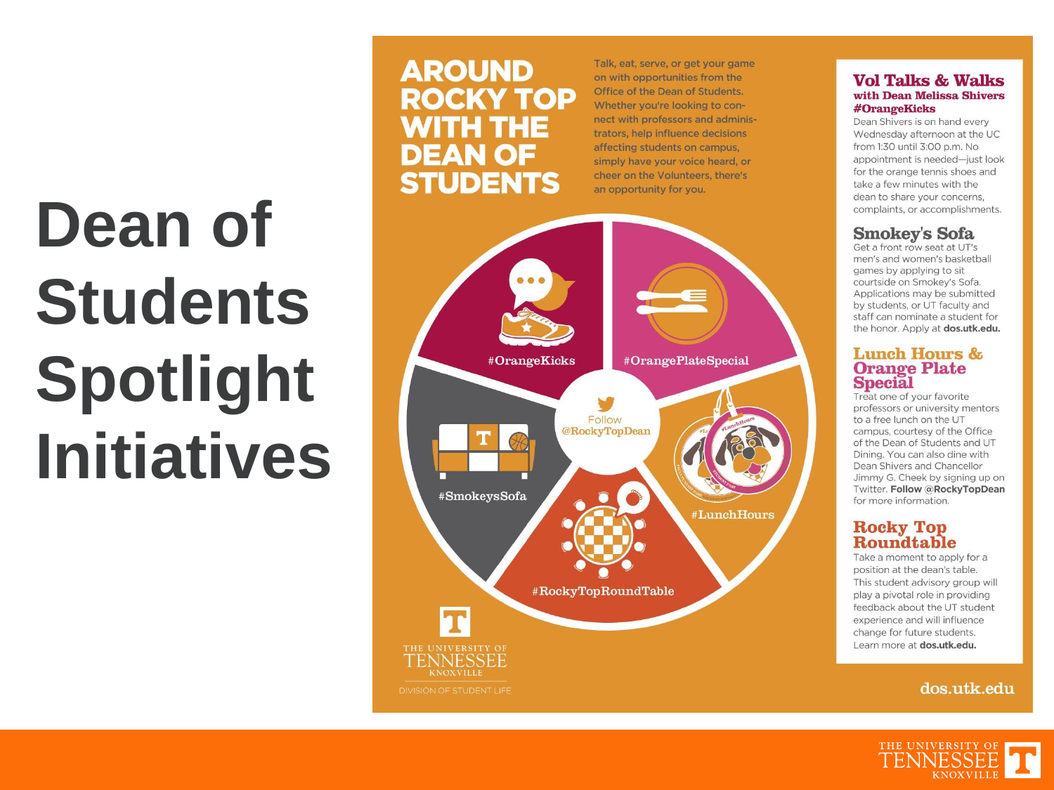# Dean of Students Spotlight Initiatives

## AROUND ROCKY TOP WITH THE DEAN OF STUDENTS

Talk, eat, serve, or get your game on with opportunities from the Office of the Dean of Students. Whether you're looking to connect with professors and administrators, help influence decisions affecting students on campus, simply have your voice heard, or cheer on the Volunteers, there's an opportunity for you.

#OrangeKicks

#OrangePlateSpecial

Follow @RockyTopDean

#SmokeysSofa

#LunchHours

#RockyTopRoundTable

### Vol Talks & Walks with Dean Melissa Shivers #OrangeKicks

Dean Shivers is on hand every Wednesday afternoon at the UC from 1:30 until 3:00 p.m. No appointment is needed—just look for the orange tennis shoes and take a few minutes with the dean to share your concerns, complaints, or accomplishments.

### Smokey's Sofa

Get a front row seat at UT's men's and women's basketball games by applying to sit courtside on Smokey's Sofa. Applications may be submitted by students, or UT faculty and staff can nominate a student for the honor. Apply at **dos.utk.edu.**

### Lunch Hours & Orange Plate Special

Treat one of your favorite professors or university mentors to a free lunch on the UT campus, courtesy of the Office of the Dean of Students and UT Dining. You can also dine with Dean Shivers and Chancellor Jimmy G. Cheek by signing up on Twitter. **Follow @RockyTopDean** for more information.

### Rocky Top Roundtable

Take a moment to apply for a position at the dean's table. This student advisory group will play a pivotal role in providing feedback about the UT student experience and will influence change for future students. Learn more at **dos.utk.edu.**

The University of Tennessee Knoxville
Division of Student Life

dos.utk.edu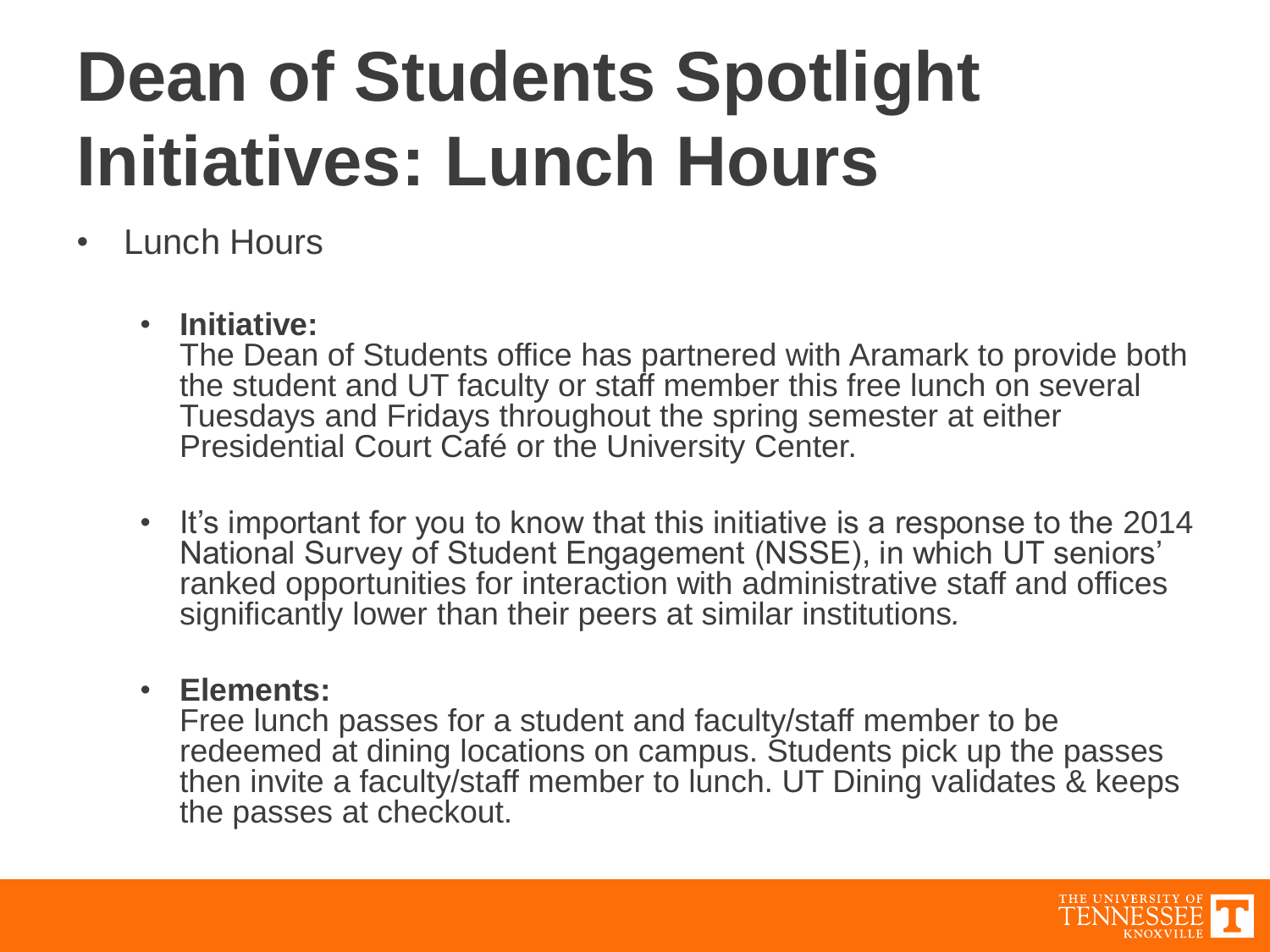# Dean of Students Spotlight Initiatives: Lunch Hours

- Lunch Hours

  - **Initiative:**
    The Dean of Students office has partnered with Aramark to provide both the student and UT faculty or staff member this free lunch on several Tuesdays and Fridays throughout the spring semester at either Presidential Court Café or the University Center.

  - It's important for you to know that this initiative is a response to the 2014 National Survey of Student Engagement (NSSE), in which UT seniors' ranked opportunities for interaction with administrative staff and offices significantly lower than their peers at similar institutions.

  - **Elements:**
    Free lunch passes for a student and faculty/staff member to be redeemed at dining locations on campus. Students pick up the passes then invite a faculty/staff member to lunch. UT Dining validates & keeps the passes at checkout.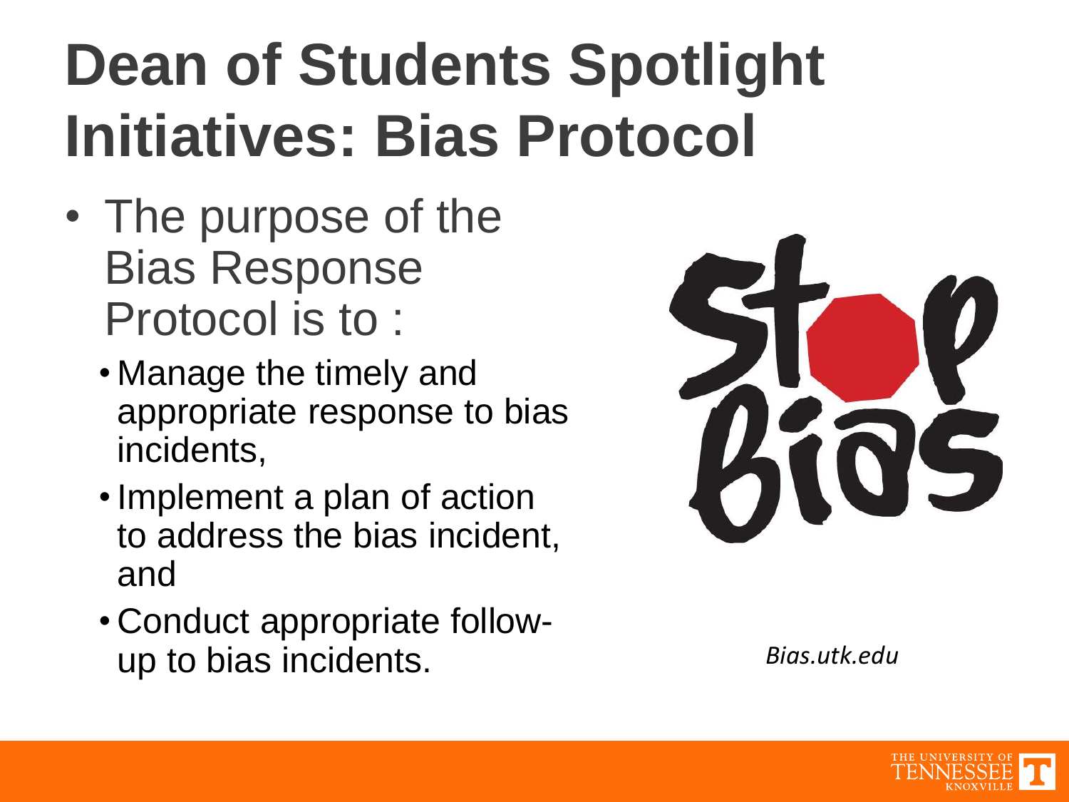# Dean of Students Spotlight Initiatives: Bias Protocol

- The purpose of the Bias Response Protocol is to :
  - Manage the timely and appropriate response to bias incidents,
  - Implement a plan of action to address the bias incident, and
  - Conduct appropriate follow-up to bias incidents.

Stop Bias

*Bias.utk.edu*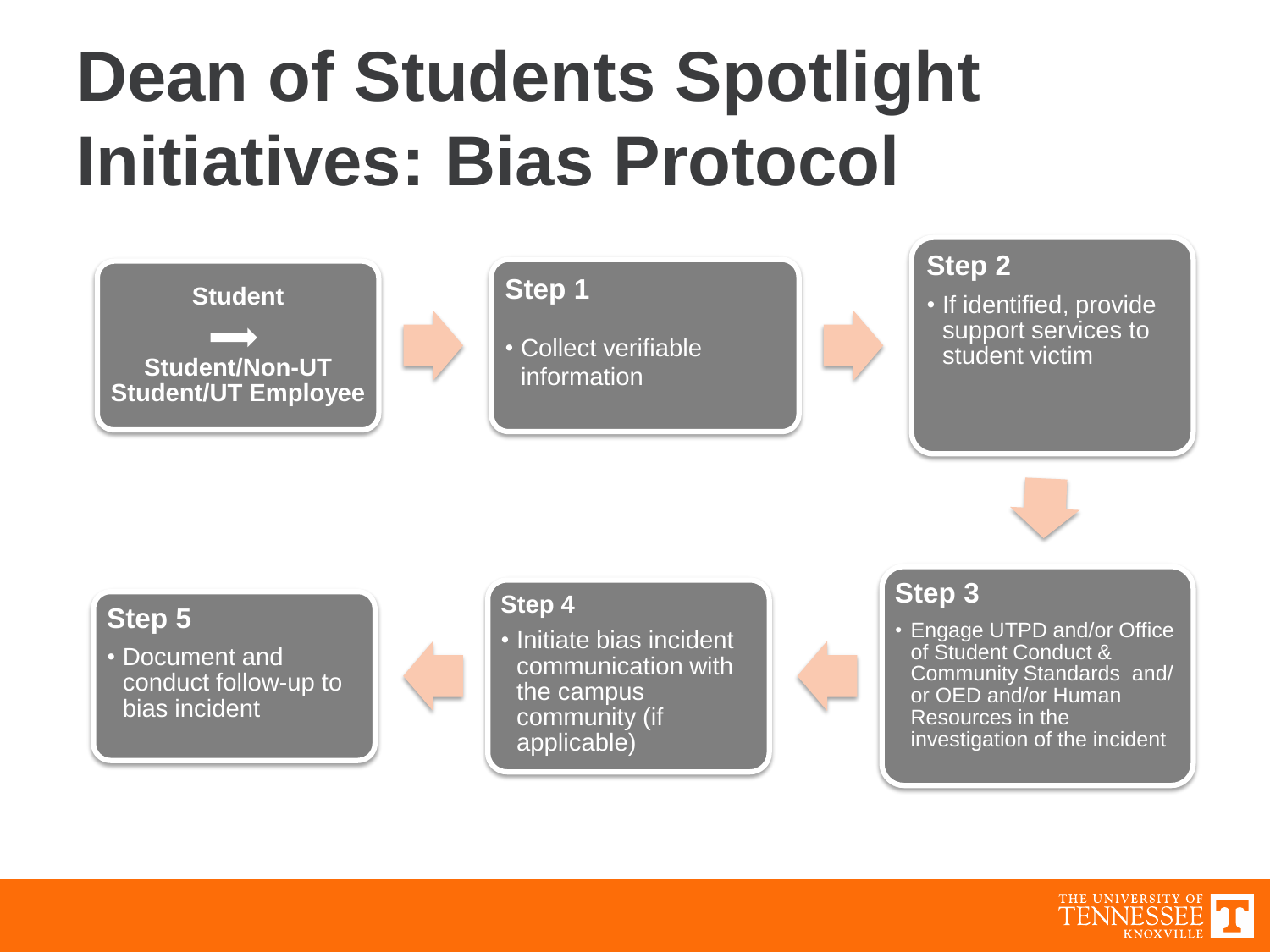# Dean of Students Spotlight Initiatives: Bias Protocol

**Student**

**→**

**Student/Non-UT Student/UT Employee**

**Step 1**

- Collect verifiable information

**Step 2**

- If identified, provide support services to student victim

**Step 3**

- Engage UTPD and/or Office of Student Conduct & Community Standards and/ or OED and/or Human Resources in the investigation of the incident

**Step 4**

- Initiate bias incident communication with the campus community (if applicable)

**Step 5**

- Document and conduct follow-up to bias incident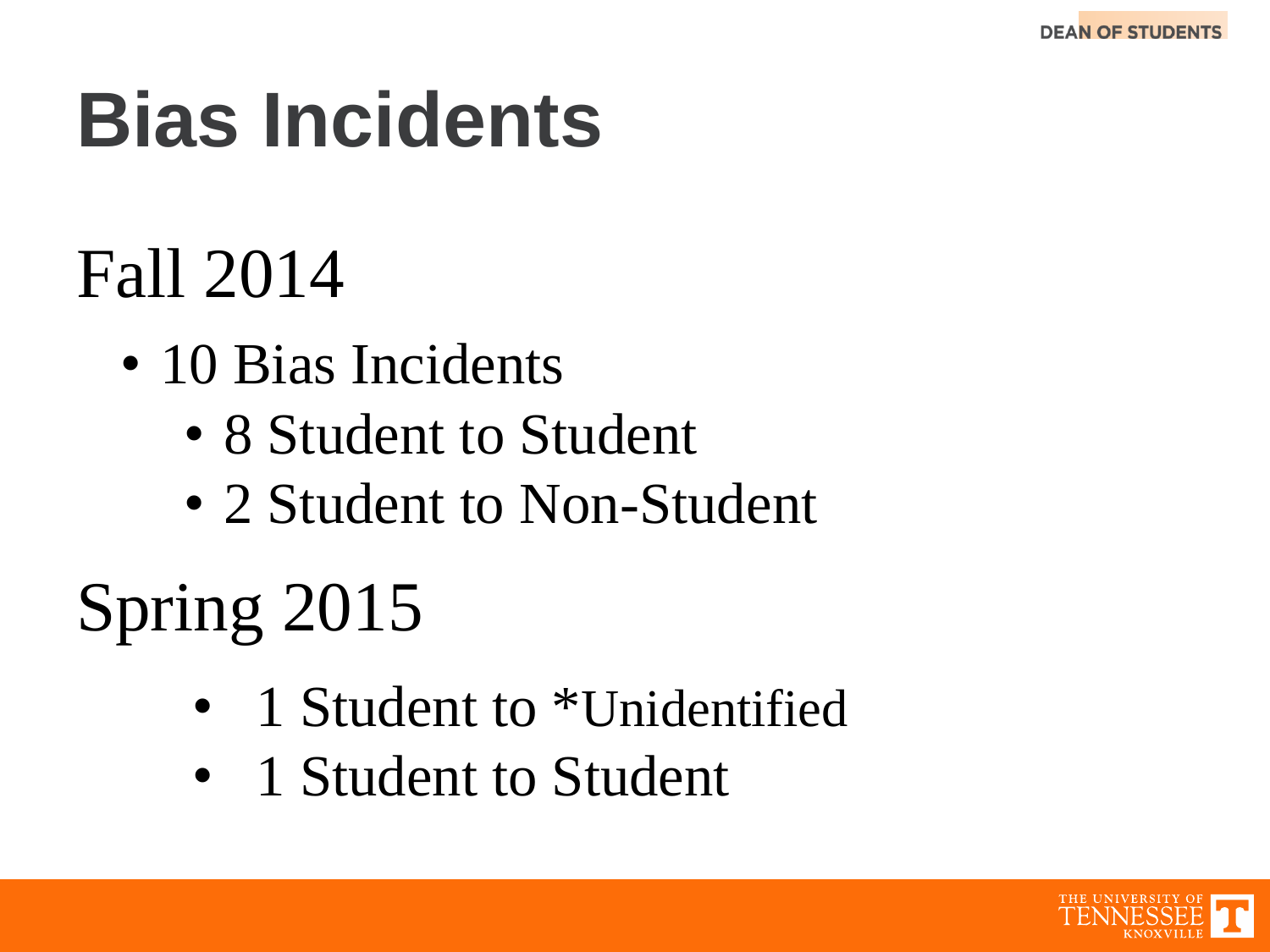# Bias Incidents

## Fall 2014

- 10 Bias Incidents
  - 8 Student to Student
  - 2 Student to Non-Student

## Spring 2015

- 1 Student to *Unidentified
- 1 Student to Student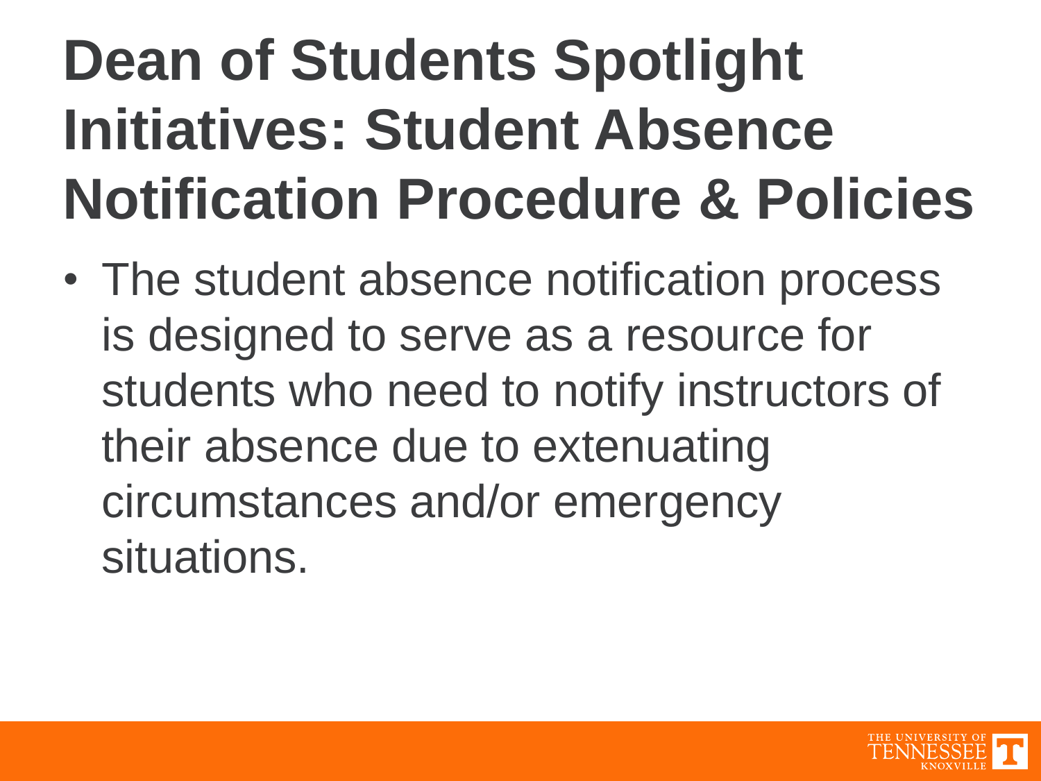# Dean of Students Spotlight Initiatives: Student Absence Notification Procedure & Policies

- The student absence notification process is designed to serve as a resource for students who need to notify instructors of their absence due to extenuating circumstances and/or emergency situations.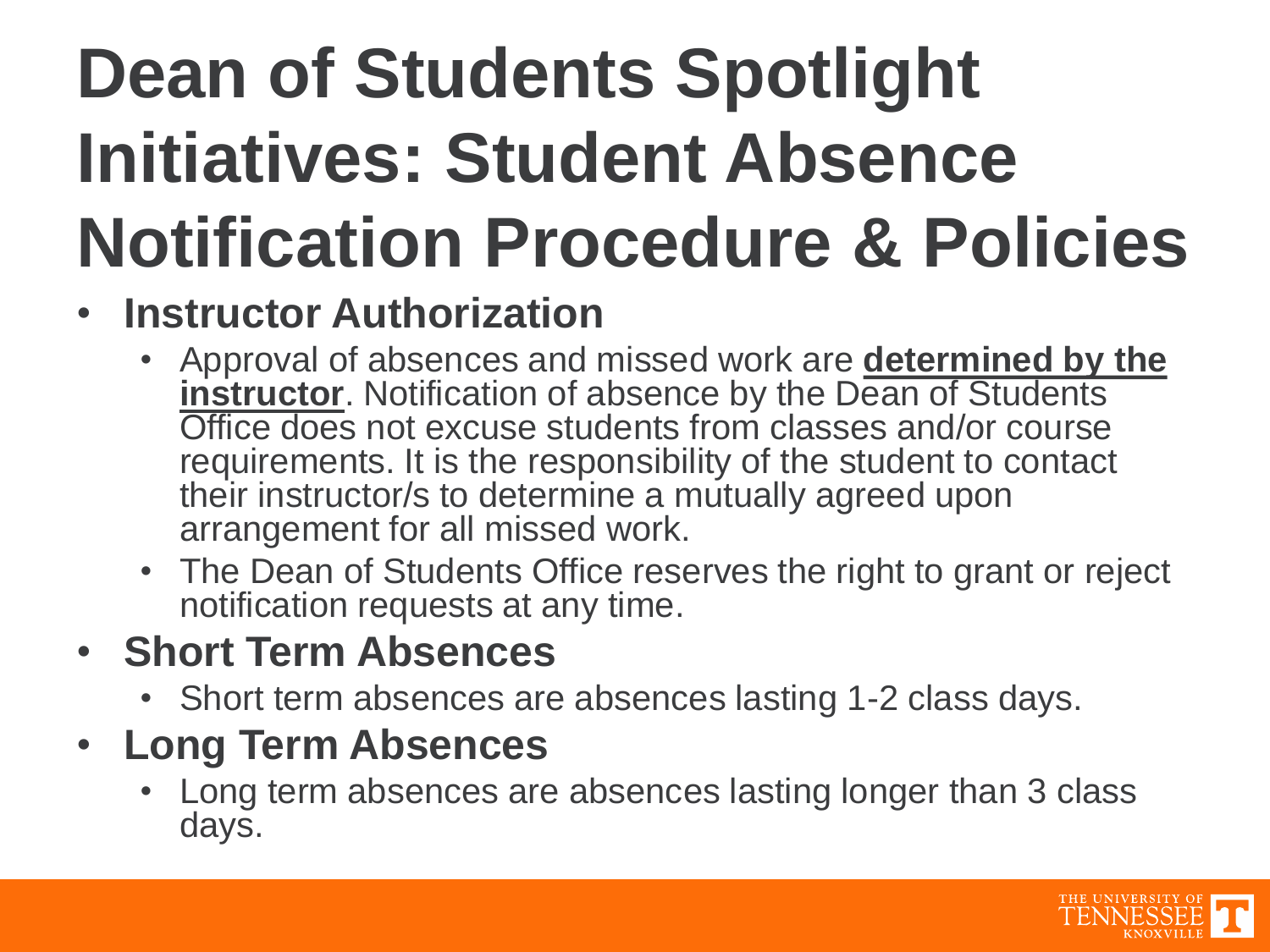# Dean of Students Spotlight Initiatives: Student Absence Notification Procedure & Policies

- **Instructor Authorization**
  - Approval of absences and missed work are <u>**determined by the instructor**</u>. Notification of absence by the Dean of Students Office does not excuse students from classes and/or course requirements. It is the responsibility of the student to contact their instructor/s to determine a mutually agreed upon arrangement for all missed work.
  - The Dean of Students Office reserves the right to grant or reject notification requests at any time.
- **Short Term Absences**
  - Short term absences are absences lasting 1-2 class days.
- **Long Term Absences**
  - Long term absences are absences lasting longer than 3 class days.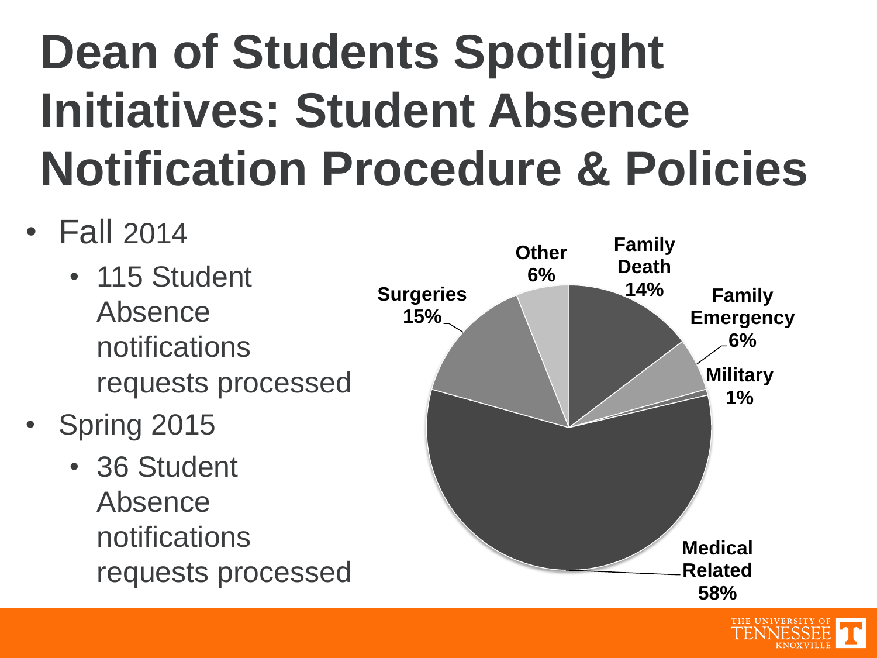# Dean of Students Spotlight Initiatives: Student Absence Notification Procedure & Policies

- Fall 2014
  - 115 Student Absence notifications requests processed
- Spring 2015
  - 36 Student Absence notifications requests processed

Other 6%

Family Death 14%

Family Emergency 6%

Military 1%

Medical Related 58%

Surgeries 15%